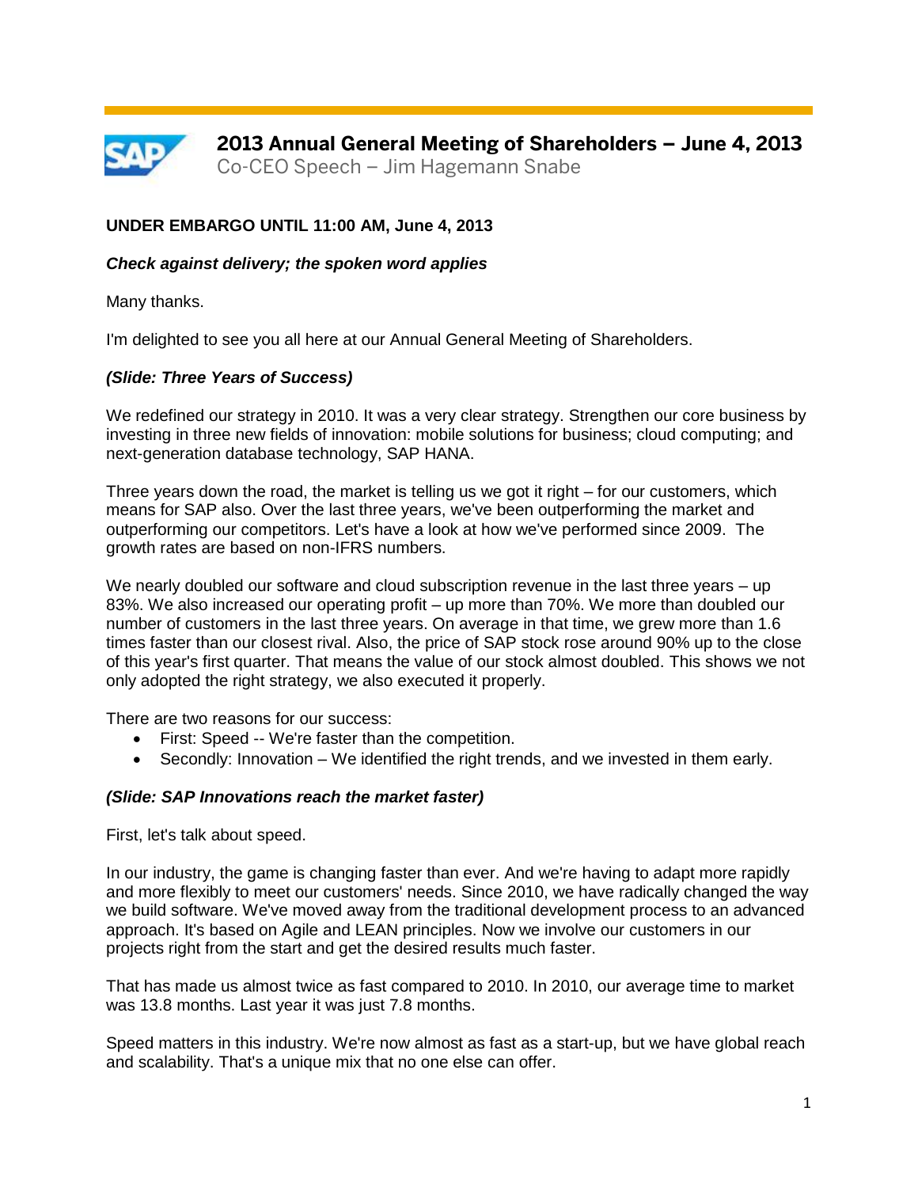# 2013 Annual General Meeting of Shareholders – June 4, 2013

Co-CEO Speech – Jim Hagemann Snabe

**UNDER EMBARGO UNTIL 11:00 AM, June 4, 2013**

***Check against delivery; the spoken word applies***

Many thanks.

I'm delighted to see you all here at our Annual General Meeting of Shareholders.

***(Slide: Three Years of Success)***

We redefined our strategy in 2010. It was a very clear strategy. Strengthen our core business by investing in three new fields of innovation: mobile solutions for business; cloud computing; and next-generation database technology, SAP HANA.

Three years down the road, the market is telling us we got it right – for our customers, which means for SAP also. Over the last three years, we've been outperforming the market and outperforming our competitors. Let's have a look at how we've performed since 2009. The growth rates are based on non-IFRS numbers.

We nearly doubled our software and cloud subscription revenue in the last three years – up 83%. We also increased our operating profit – up more than 70%. We more than doubled our number of customers in the last three years. On average in that time, we grew more than 1.6 times faster than our closest rival. Also, the price of SAP stock rose around 90% up to the close of this year's first quarter. That means the value of our stock almost doubled. This shows we not only adopted the right strategy, we also executed it properly.

There are two reasons for our success:

- First: Speed -- We're faster than the competition.
- Secondly: Innovation – We identified the right trends, and we invested in them early.

***(Slide: SAP Innovations reach the market faster)***

First, let's talk about speed.

In our industry, the game is changing faster than ever. And we're having to adapt more rapidly and more flexibly to meet our customers' needs. Since 2010, we have radically changed the way we build software. We've moved away from the traditional development process to an advanced approach. It's based on Agile and LEAN principles. Now we involve our customers in our projects right from the start and get the desired results much faster.

That has made us almost twice as fast compared to 2010. In 2010, our average time to market was 13.8 months. Last year it was just 7.8 months.

Speed matters in this industry. We're now almost as fast as a start-up, but we have global reach and scalability. That's a unique mix that no one else can offer.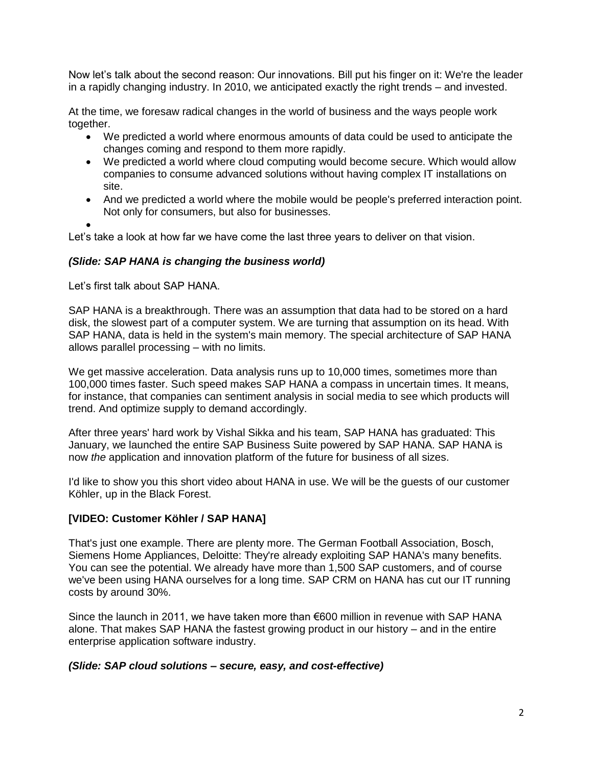Now let's talk about the second reason: Our innovations. Bill put his finger on it: We're the leader in a rapidly changing industry. In 2010, we anticipated exactly the right trends – and invested.

At the time, we foresaw radical changes in the world of business and the ways people work together.

- We predicted a world where enormous amounts of data could be used to anticipate the changes coming and respond to them more rapidly.
- We predicted a world where cloud computing would become secure. Which would allow companies to consume advanced solutions without having complex IT installations on site.
- And we predicted a world where the mobile would be people's preferred interaction point. Not only for consumers, but also for businesses.

Let's take a look at how far we have come the last three years to deliver on that vision.

***(Slide: SAP HANA is changing the business world)***

Let's first talk about SAP HANA.

SAP HANA is a breakthrough. There was an assumption that data had to be stored on a hard disk, the slowest part of a computer system. We are turning that assumption on its head. With SAP HANA, data is held in the system's main memory. The special architecture of SAP HANA allows parallel processing – with no limits.

We get massive acceleration. Data analysis runs up to 10,000 times, sometimes more than 100,000 times faster. Such speed makes SAP HANA a compass in uncertain times. It means, for instance, that companies can sentiment analysis in social media to see which products will trend. And optimize supply to demand accordingly.

After three years' hard work by Vishal Sikka and his team, SAP HANA has graduated: This January, we launched the entire SAP Business Suite powered by SAP HANA. SAP HANA is now *the* application and innovation platform of the future for business of all sizes.

I'd like to show you this short video about HANA in use. We will be the guests of our customer Köhler, up in the Black Forest.

**[VIDEO: Customer Köhler / SAP HANA]**

That's just one example. There are plenty more. The German Football Association, Bosch, Siemens Home Appliances, Deloitte: They're already exploiting SAP HANA's many benefits. You can see the potential. We already have more than 1,500 SAP customers, and of course we've been using HANA ourselves for a long time. SAP CRM on HANA has cut our IT running costs by around 30%.

Since the launch in 2011, we have taken more than €600 million in revenue with SAP HANA alone. That makes SAP HANA the fastest growing product in our history – and in the entire enterprise application software industry.

***(Slide: SAP cloud solutions – secure, easy, and cost-effective)***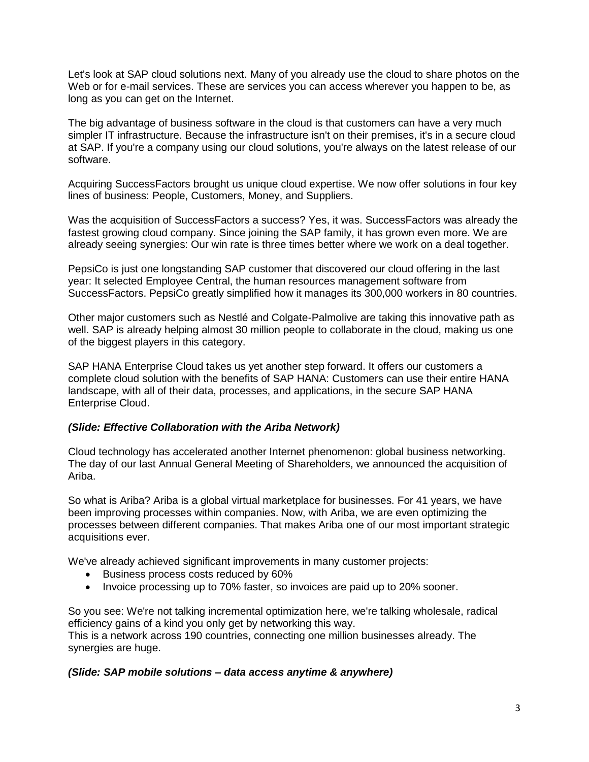Let's look at SAP cloud solutions next. Many of you already use the cloud to share photos on the Web or for e-mail services. These are services you can access wherever you happen to be, as long as you can get on the Internet.

The big advantage of business software in the cloud is that customers can have a very much simpler IT infrastructure. Because the infrastructure isn't on their premises, it's in a secure cloud at SAP. If you're a company using our cloud solutions, you're always on the latest release of our software.

Acquiring SuccessFactors brought us unique cloud expertise. We now offer solutions in four key lines of business: People, Customers, Money, and Suppliers.

Was the acquisition of SuccessFactors a success? Yes, it was. SuccessFactors was already the fastest growing cloud company. Since joining the SAP family, it has grown even more. We are already seeing synergies: Our win rate is three times better where we work on a deal together.

PepsiCo is just one longstanding SAP customer that discovered our cloud offering in the last year: It selected Employee Central, the human resources management software from SuccessFactors. PepsiCo greatly simplified how it manages its 300,000 workers in 80 countries.

Other major customers such as Nestlé and Colgate-Palmolive are taking this innovative path as well. SAP is already helping almost 30 million people to collaborate in the cloud, making us one of the biggest players in this category.

SAP HANA Enterprise Cloud takes us yet another step forward. It offers our customers a complete cloud solution with the benefits of SAP HANA: Customers can use their entire HANA landscape, with all of their data, processes, and applications, in the secure SAP HANA Enterprise Cloud.

***(Slide: Effective Collaboration with the Ariba Network)***

Cloud technology has accelerated another Internet phenomenon: global business networking. The day of our last Annual General Meeting of Shareholders, we announced the acquisition of Ariba.

So what is Ariba? Ariba is a global virtual marketplace for businesses. For 41 years, we have been improving processes within companies. Now, with Ariba, we are even optimizing the processes between different companies. That makes Ariba one of our most important strategic acquisitions ever.

We've already achieved significant improvements in many customer projects:

- Business process costs reduced by 60%
- Invoice processing up to 70% faster, so invoices are paid up to 20% sooner.

So you see: We're not talking incremental optimization here, we're talking wholesale, radical efficiency gains of a kind you only get by networking this way.
This is a network across 190 countries, connecting one million businesses already. The synergies are huge.

***(Slide: SAP mobile solutions – data access anytime & anywhere)***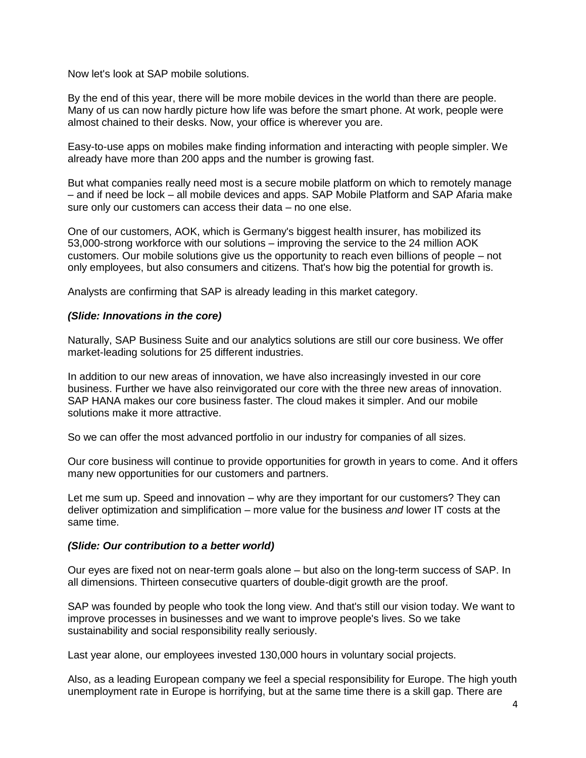Now let's look at SAP mobile solutions.

By the end of this year, there will be more mobile devices in the world than there are people. Many of us can now hardly picture how life was before the smart phone. At work, people were almost chained to their desks. Now, your office is wherever you are.

Easy-to-use apps on mobiles make finding information and interacting with people simpler. We already have more than 200 apps and the number is growing fast.

But what companies really need most is a secure mobile platform on which to remotely manage – and if need be lock – all mobile devices and apps. SAP Mobile Platform and SAP Afaria make sure only our customers can access their data – no one else.

One of our customers, AOK, which is Germany's biggest health insurer, has mobilized its 53,000-strong workforce with our solutions – improving the service to the 24 million AOK customers. Our mobile solutions give us the opportunity to reach even billions of people – not only employees, but also consumers and citizens. That's how big the potential for growth is.

Analysts are confirming that SAP is already leading in this market category.

***(Slide: Innovations in the core)***

Naturally, SAP Business Suite and our analytics solutions are still our core business. We offer market-leading solutions for 25 different industries.

In addition to our new areas of innovation, we have also increasingly invested in our core business. Further we have also reinvigorated our core with the three new areas of innovation. SAP HANA makes our core business faster. The cloud makes it simpler. And our mobile solutions make it more attractive.

So we can offer the most advanced portfolio in our industry for companies of all sizes.

Our core business will continue to provide opportunities for growth in years to come. And it offers many new opportunities for our customers and partners.

Let me sum up. Speed and innovation – why are they important for our customers? They can deliver optimization and simplification – more value for the business *and* lower IT costs at the same time.

***(Slide: Our contribution to a better world)***

Our eyes are fixed not on near-term goals alone – but also on the long-term success of SAP. In all dimensions. Thirteen consecutive quarters of double-digit growth are the proof.

SAP was founded by people who took the long view. And that's still our vision today. We want to improve processes in businesses and we want to improve people's lives. So we take sustainability and social responsibility really seriously.

Last year alone, our employees invested 130,000 hours in voluntary social projects.

Also, as a leading European company we feel a special responsibility for Europe. The high youth unemployment rate in Europe is horrifying, but at the same time there is a skill gap. There are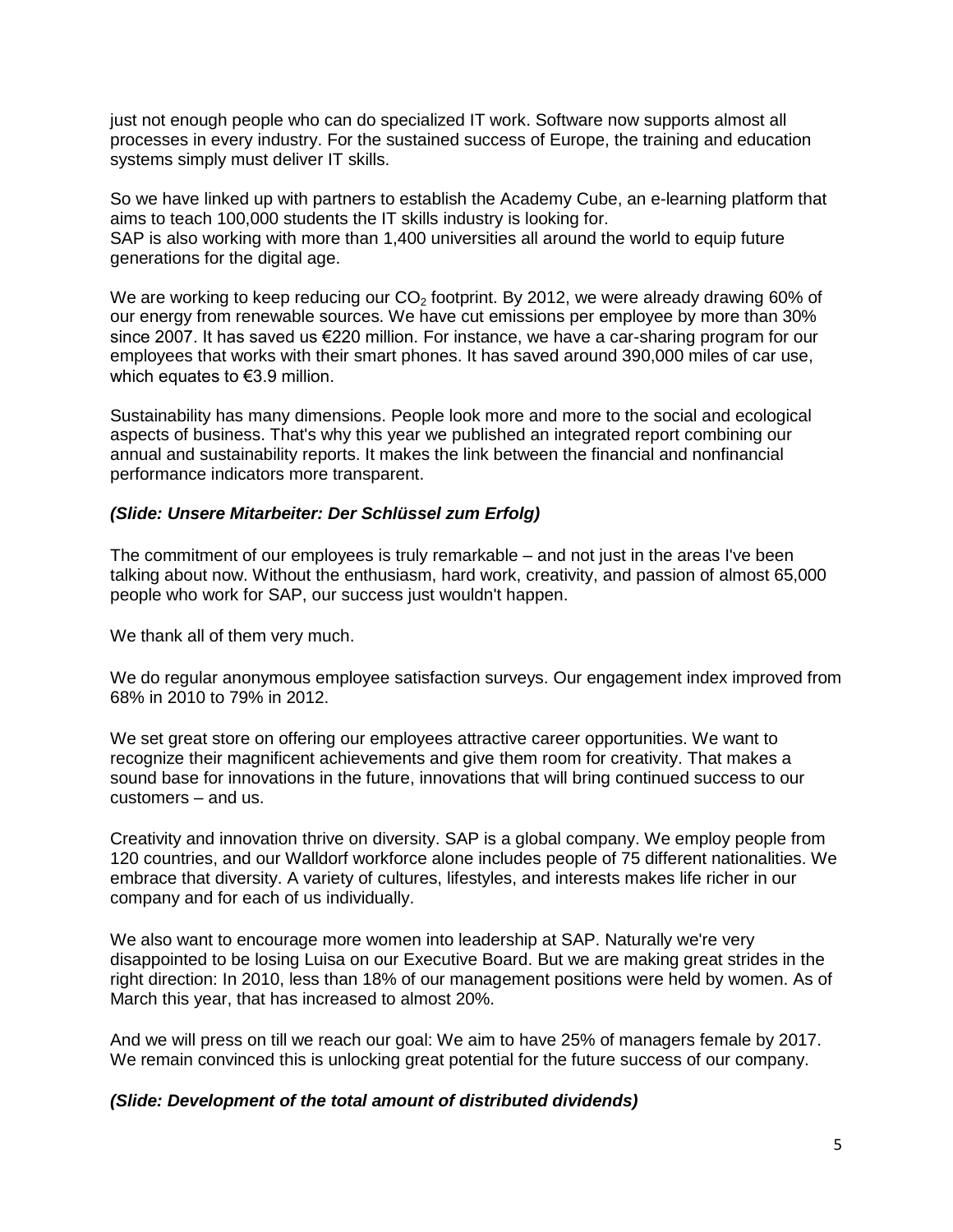just not enough people who can do specialized IT work. Software now supports almost all processes in every industry. For the sustained success of Europe, the training and education systems simply must deliver IT skills.

So we have linked up with partners to establish the Academy Cube, an e-learning platform that aims to teach 100,000 students the IT skills industry is looking for.
SAP is also working with more than 1,400 universities all around the world to equip future generations for the digital age.

We are working to keep reducing our $CO_2$ footprint. By 2012, we were already drawing 60% of our energy from renewable sources. We have cut emissions per employee by more than 30% since 2007. It has saved us €220 million. For instance, we have a car-sharing program for our employees that works with their smart phones. It has saved around 390,000 miles of car use, which equates to €3.9 million.

Sustainability has many dimensions. People look more and more to the social and ecological aspects of business. That's why this year we published an integrated report combining our annual and sustainability reports. It makes the link between the financial and nonfinancial performance indicators more transparent.

***(Slide: Unsere Mitarbeiter: Der Schlüssel zum Erfolg)***

The commitment of our employees is truly remarkable – and not just in the areas I've been talking about now. Without the enthusiasm, hard work, creativity, and passion of almost 65,000 people who work for SAP, our success just wouldn't happen.

We thank all of them very much.

We do regular anonymous employee satisfaction surveys. Our engagement index improved from 68% in 2010 to 79% in 2012.

We set great store on offering our employees attractive career opportunities. We want to recognize their magnificent achievements and give them room for creativity. That makes a sound base for innovations in the future, innovations that will bring continued success to our customers – and us.

Creativity and innovation thrive on diversity. SAP is a global company. We employ people from 120 countries, and our Walldorf workforce alone includes people of 75 different nationalities. We embrace that diversity. A variety of cultures, lifestyles, and interests makes life richer in our company and for each of us individually.

We also want to encourage more women into leadership at SAP. Naturally we're very disappointed to be losing Luisa on our Executive Board. But we are making great strides in the right direction: In 2010, less than 18% of our management positions were held by women. As of March this year, that has increased to almost 20%.

And we will press on till we reach our goal: We aim to have 25% of managers female by 2017. We remain convinced this is unlocking great potential for the future success of our company.

***(Slide: Development of the total amount of distributed dividends)***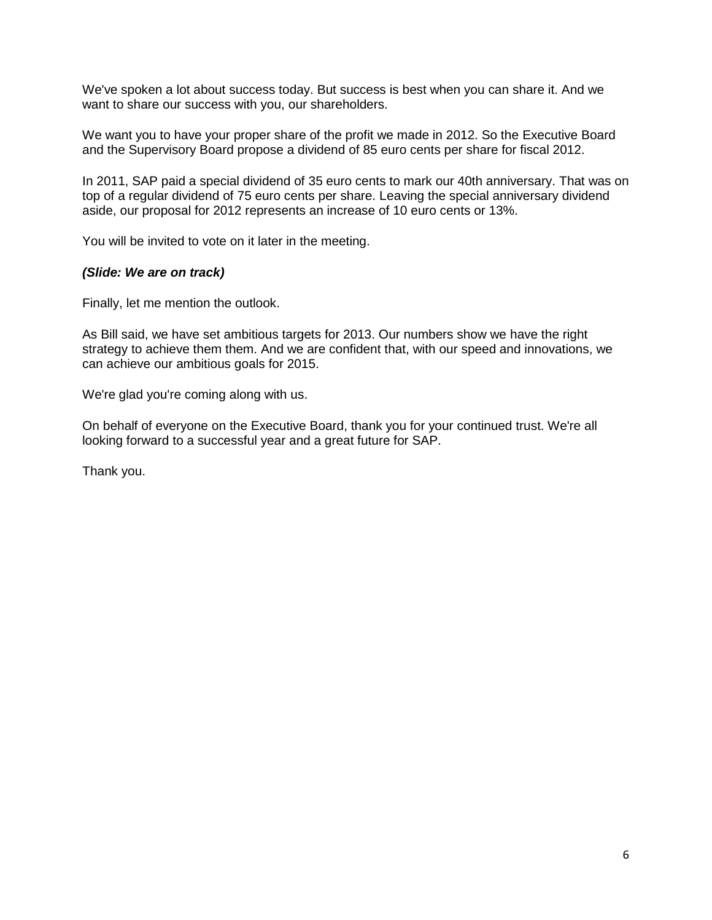We've spoken a lot about success today. But success is best when you can share it. And we want to share our success with you, our shareholders.

We want you to have your proper share of the profit we made in 2012. So the Executive Board and the Supervisory Board propose a dividend of 85 euro cents per share for fiscal 2012.

In 2011, SAP paid a special dividend of 35 euro cents to mark our 40th anniversary. That was on top of a regular dividend of 75 euro cents per share. Leaving the special anniversary dividend aside, our proposal for 2012 represents an increase of 10 euro cents or 13%.

You will be invited to vote on it later in the meeting.

***(Slide: We are on track)***

Finally, let me mention the outlook.

As Bill said, we have set ambitious targets for 2013. Our numbers show we have the right strategy to achieve them them. And we are confident that, with our speed and innovations, we can achieve our ambitious goals for 2015.

We're glad you're coming along with us.

On behalf of everyone on the Executive Board, thank you for your continued trust. We're all looking forward to a successful year and a great future for SAP.

Thank you.